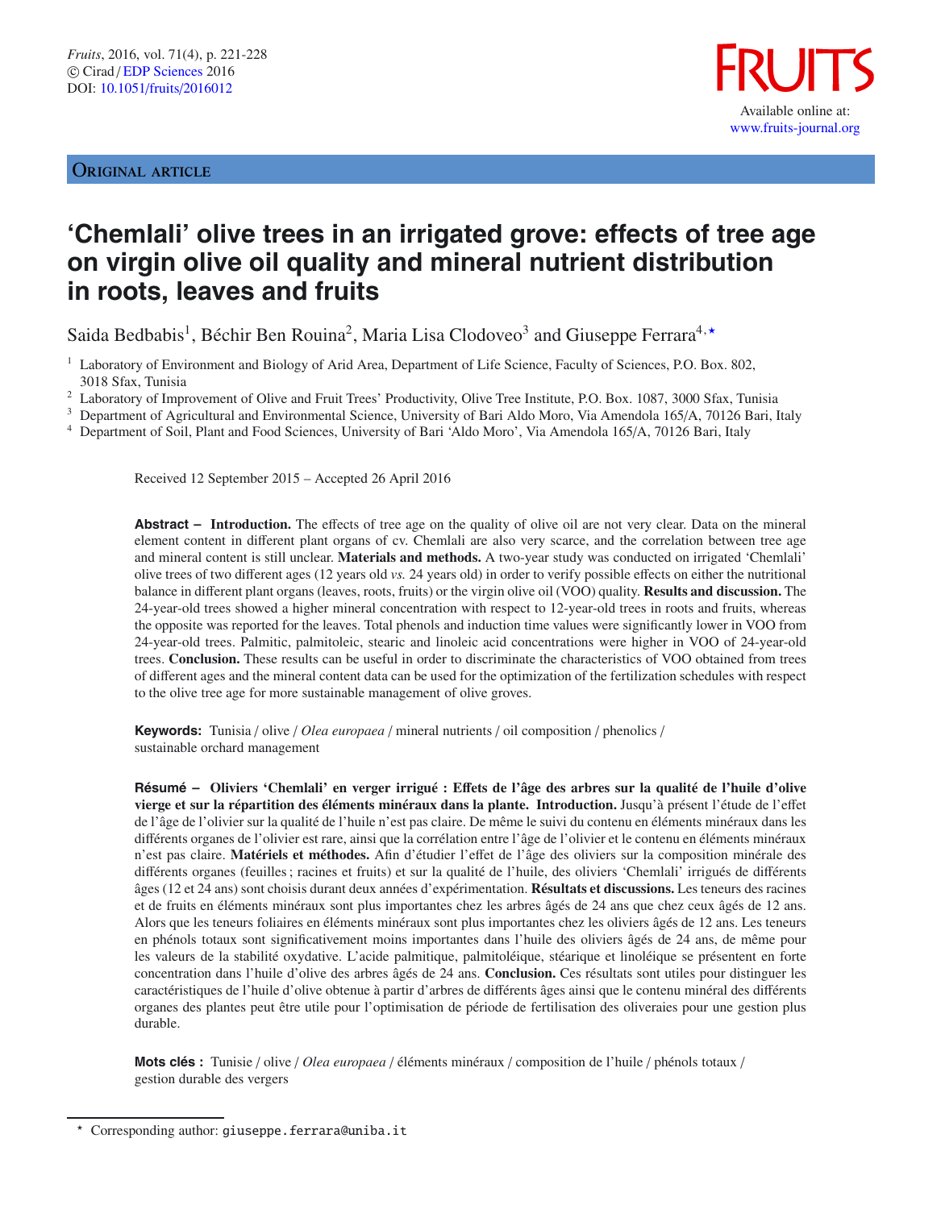Fruits, 2016, vol. 71(4), p. 221-228
© Cirad / EDP Sciences 2016
DOI: 10.1051/fruits/2016012

**FRUITS**
Available online at:
www.fruits-journal.org

ORIGINAL ARTICLE

# 'Chemlali' olive trees in an irrigated grove: effects of tree age on virgin olive oil quality and mineral nutrient distribution in roots, leaves and fruits

Saida Bedbabis[1], Béchir Ben Rouina[2], Maria Lisa Clodoveo[3] and Giuseppe Ferrara[4,★]

[1] Laboratory of Environment and Biology of Arid Area, Department of Life Science, Faculty of Sciences, P.O. Box. 802, 3018 Sfax, Tunisia
[2] Laboratory of Improvement of Olive and Fruit Trees' Productivity, Olive Tree Institute, P.O. Box. 1087, 3000 Sfax, Tunisia
[3] Department of Agricultural and Environmental Science, University of Bari Aldo Moro, Via Amendola 165/A, 70126 Bari, Italy
[4] Department of Soil, Plant and Food Sciences, University of Bari 'Aldo Moro', Via Amendola 165/A, 70126 Bari, Italy

Received 12 September 2015 – Accepted 26 April 2016

**Abstract – Introduction.** The effects of tree age on the quality of olive oil are not very clear. Data on the mineral element content in different plant organs of cv. Chemlali are also very scarce, and the correlation between tree age and mineral content is still unclear. **Materials and methods.** A two-year study was conducted on irrigated 'Chemlali' olive trees of two different ages (12 years old *vs.* 24 years old) in order to verify possible effects on either the nutritional balance in different plant organs (leaves, roots, fruits) or the virgin olive oil (VOO) quality. **Results and discussion.** The 24-year-old trees showed a higher mineral concentration with respect to 12-year-old trees in roots and fruits, whereas the opposite was reported for the leaves. Total phenols and induction time values were significantly lower in VOO from 24-year-old trees. Palmitic, palmitoleic, stearic and linoleic acid concentrations were higher in VOO of 24-year-old trees. **Conclusion.** These results can be useful in order to discriminate the characteristics of VOO obtained from trees of different ages and the mineral content data can be used for the optimization of the fertilization schedules with respect to the olive tree age for more sustainable management of olive groves.

**Keywords:** Tunisia / olive / *Olea europaea* / mineral nutrients / oil composition / phenolics / sustainable orchard management

**Résumé – Oliviers 'Chemlali' en verger irrigué : Effets de l'âge des arbres sur la qualité de l'huile d'olive vierge et sur la répartition des éléments minéraux dans la plante. Introduction.** Jusqu'à présent l'étude de l'effet de l'âge de l'olivier sur la qualité de l'huile n'est pas claire. De même le suivi du contenu en éléments minéraux dans les différents organes de l'olivier est rare, ainsi que la corrélation entre l'âge de l'olivier et le contenu en éléments minéraux n'est pas claire. **Matériels et méthodes.** Afin d'étudier l'effet de l'âge des oliviers sur la composition minérale des différents organes (feuilles ; racines et fruits) et sur la qualité de l'huile, des oliviers 'Chemlali' irrigués de différents âges (12 et 24 ans) sont choisis durant deux années d'expérimentation. **Résultats et discussions.** Les teneurs des racines et de fruits en éléments minéraux sont plus importantes chez les arbres âgés de 24 ans que chez ceux âgés de 12 ans. Alors que les teneurs foliaires en éléments minéraux sont plus importantes chez les oliviers âgés de 12 ans. Les teneurs en phénols totaux sont significativement moins importantes dans l'huile des oliviers âgés de 24 ans, de même pour les valeurs de la stabilité oxydative. L'acide palmitique, palmitoléique, stéarique et linoléique se présentent en forte concentration dans l'huile d'olive des arbres âgés de 24 ans. **Conclusion.** Ces résultats sont utiles pour distinguer les caractéristiques de l'huile d'olive obtenue à partir d'arbres de différents âges ainsi que le contenu minéral des différents organes des plantes peut être utile pour l'optimisation de période de fertilisation des oliveraies pour une gestion plus durable.

**Mots clés :** Tunisie / olive / *Olea europaea* / éléments minéraux / composition de l'huile / phénols totaux / gestion durable des vergers

★ Corresponding author: giuseppe.ferrara@uniba.it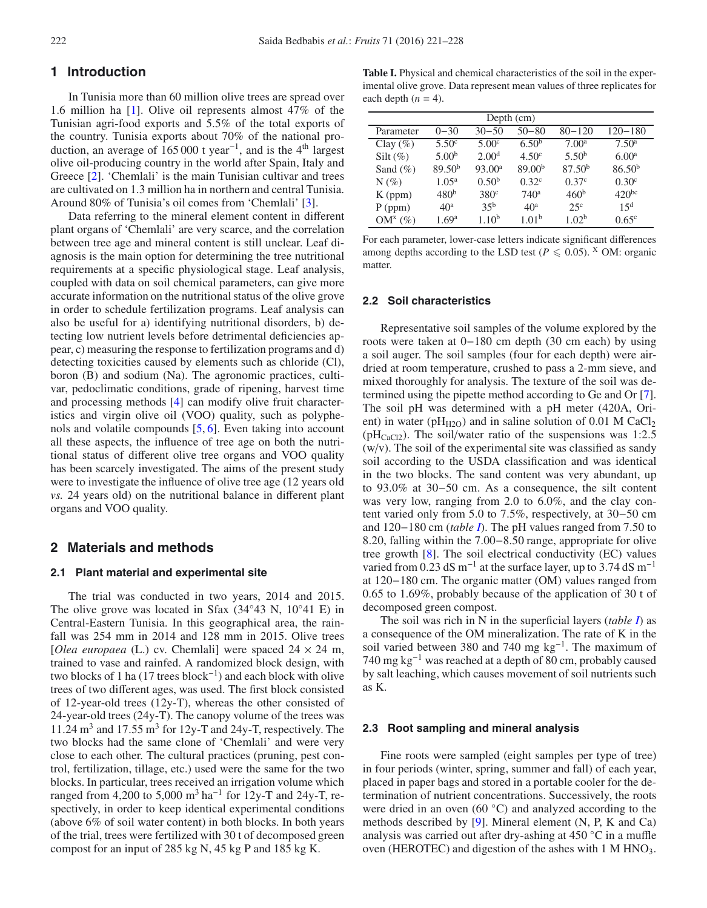## 1 Introduction

In Tunisia more than 60 million olive trees are spread over 1.6 million ha [1]. Olive oil represents almost 47% of the Tunisian agri-food exports and 5.5% of the total exports of the country. Tunisia exports about 70% of the national production, an average of 165 000 t year$^{-1}$, and is the 4$^{th}$ largest olive oil-producing country in the world after Spain, Italy and Greece [2]. 'Chemlali' is the main Tunisian cultivar and trees are cultivated on 1.3 million ha in northern and central Tunisia. Around 80% of Tunisia's oil comes from 'Chemlali' [3].

Data referring to the mineral element content in different plant organs of 'Chemlali' are very scarce, and the correlation between tree age and mineral content is still unclear. Leaf diagnosis is the main option for determining the tree nutritional requirements at a specific physiological stage. Leaf analysis, coupled with data on soil chemical parameters, can give more accurate information on the nutritional status of the olive grove in order to schedule fertilization programs. Leaf analysis can also be useful for a) identifying nutritional disorders, b) detecting low nutrient levels before detrimental deficiencies appear, c) measuring the response to fertilization programs and d) detecting toxicities caused by elements such as chloride (Cl), boron (B) and sodium (Na). The agronomic practices, cultivar, pedoclimatic conditions, grade of ripening, harvest time and processing methods [4] can modify olive fruit characteristics and virgin olive oil (VOO) quality, such as polyphenols and volatile compounds [5, 6]. Even taking into account all these aspects, the influence of tree age on both the nutritional status of different olive tree organs and VOO quality has been scarcely investigated. The aims of the present study were to investigate the influence of olive tree age (12 years old *vs.* 24 years old) on the nutritional balance in different plant organs and VOO quality.

## 2 Materials and methods

### 2.1 Plant material and experimental site

The trial was conducted in two years, 2014 and 2015. The olive grove was located in Sfax (34°43 N, 10°41 E) in Central-Eastern Tunisia. In this geographical area, the rainfall was 254 mm in 2014 and 128 mm in 2015. Olive trees [*Olea europaea* (L.) cv. Chemlali] were spaced 24 × 24 m, trained to vase and rainfed. A randomized block design, with two blocks of 1 ha (17 trees block$^{-1}$) and each block with olive trees of two different ages, was used. The first block consisted of 12-year-old trees (12y-T), whereas the other consisted of 24-year-old trees (24y-T). The canopy volume of the trees was 11.24 m$^3$ and 17.55 m$^3$ for 12y-T and 24y-T, respectively. The two blocks had the same clone of 'Chemlali' and were very close to each other. The cultural practices (pruning, pest control, fertilization, tillage, etc.) used were the same for the two blocks. In particular, trees received an irrigation volume which ranged from 4,200 to 5,000 m$^3$ ha$^{-1}$ for 12y-T and 24y-T, respectively, in order to keep identical experimental conditions (above 6% of soil water content) in both blocks. In both years of the trial, trees were fertilized with 30 t of decomposed green compost for an input of 285 kg N, 45 kg P and 185 kg K.

**Table I.** Physical and chemical characteristics of the soil in the experimental olive grove. Data represent mean values of three replicates for each depth ($n = 4$).

| | Depth (cm) | | | | |
|---|---|---|---|---|---|
| Parameter | 0−30 | 30−50 | 50−80 | 80−120 | 120−180 |
| Clay (%) | 5.50$^c$ | 5.00$^c$ | 6.50$^b$ | 7.00$^a$ | 7.50$^a$ |
| Silt (%) | 5.00$^b$ | 2.00$^d$ | 4.50$^c$ | 5.50$^b$ | 6.00$^a$ |
| Sand (%) | 89.50$^b$ | 93.00$^a$ | 89.00$^b$ | 87.50$^b$ | 86.50$^b$ |
| N (%) | 1.05$^a$ | 0.50$^b$ | 0.32$^c$ | 0.37$^c$ | 0.30$^c$ |
| K (ppm) | 480$^b$ | 380$^c$ | 740$^a$ | 460$^b$ | 420$^{bc}$ |
| P (ppm) | 40$^a$ | 35$^b$ | 40$^a$ | 25$^c$ | 15$^d$ |
| OM$^x$ (%) | 1.69$^a$ | 1.10$^b$ | 1.01$^b$ | 1.02$^b$ | 0.65$^c$ |

For each parameter, lower-case letters indicate significant differences among depths according to the LSD test ($P \leqslant 0.05$). $^X$ OM: organic matter.

### 2.2 Soil characteristics

Representative soil samples of the volume explored by the roots were taken at 0−180 cm depth (30 cm each) by using a soil auger. The soil samples (four for each depth) were air-dried at room temperature, crushed to pass a 2-mm sieve, and mixed thoroughly for analysis. The texture of the soil was determined using the pipette method according to Ge and Or [7]. The soil pH was determined with a pH meter (420A, Orient) in water (pH$_{H2O}$) and in saline solution of 0.01 M $CaCl_2$ (pH$_{CaCl2}$). The soil/water ratio of the suspensions was 1:2.5 (w/v). The soil of the experimental site was classified as sandy soil according to the USDA classification and was identical in the two blocks. The sand content was very abundant, up to 93.0% at 30−50 cm. As a consequence, the silt content was very low, ranging from 2.0 to 6.0%, and the clay content varied only from 5.0 to 7.5%, respectively, at 30−50 cm and 120−180 cm (*table I*). The pH values ranged from 7.50 to 8.20, falling within the 7.00−8.50 range, appropriate for olive tree growth [8]. The soil electrical conductivity (EC) values varied from 0.23 dS m$^{-1}$ at the surface layer, up to 3.74 dS m$^{-1}$ at 120−180 cm. The organic matter (OM) values ranged from 0.65 to 1.69%, probably because of the application of 30 t of decomposed green compost.

The soil was rich in N in the superficial layers (*table I*) as a consequence of the OM mineralization. The rate of K in the soil varied between 380 and 740 mg kg$^{-1}$. The maximum of 740 mg kg$^{-1}$ was reached at a depth of 80 cm, probably caused by salt leaching, which causes movement of soil nutrients such as K.

### 2.3 Root sampling and mineral analysis

Fine roots were sampled (eight samples per type of tree) in four periods (winter, spring, summer and fall) of each year, placed in paper bags and stored in a portable cooler for the determination of nutrient concentrations. Successively, the roots were dried in an oven (60 °C) and analyzed according to the methods described by [9]. Mineral element (N, P, K and Ca) analysis was carried out after dry-ashing at 450 °C in a muffle oven (HEROTEC) and digestion of the ashes with 1 M $HNO_3$.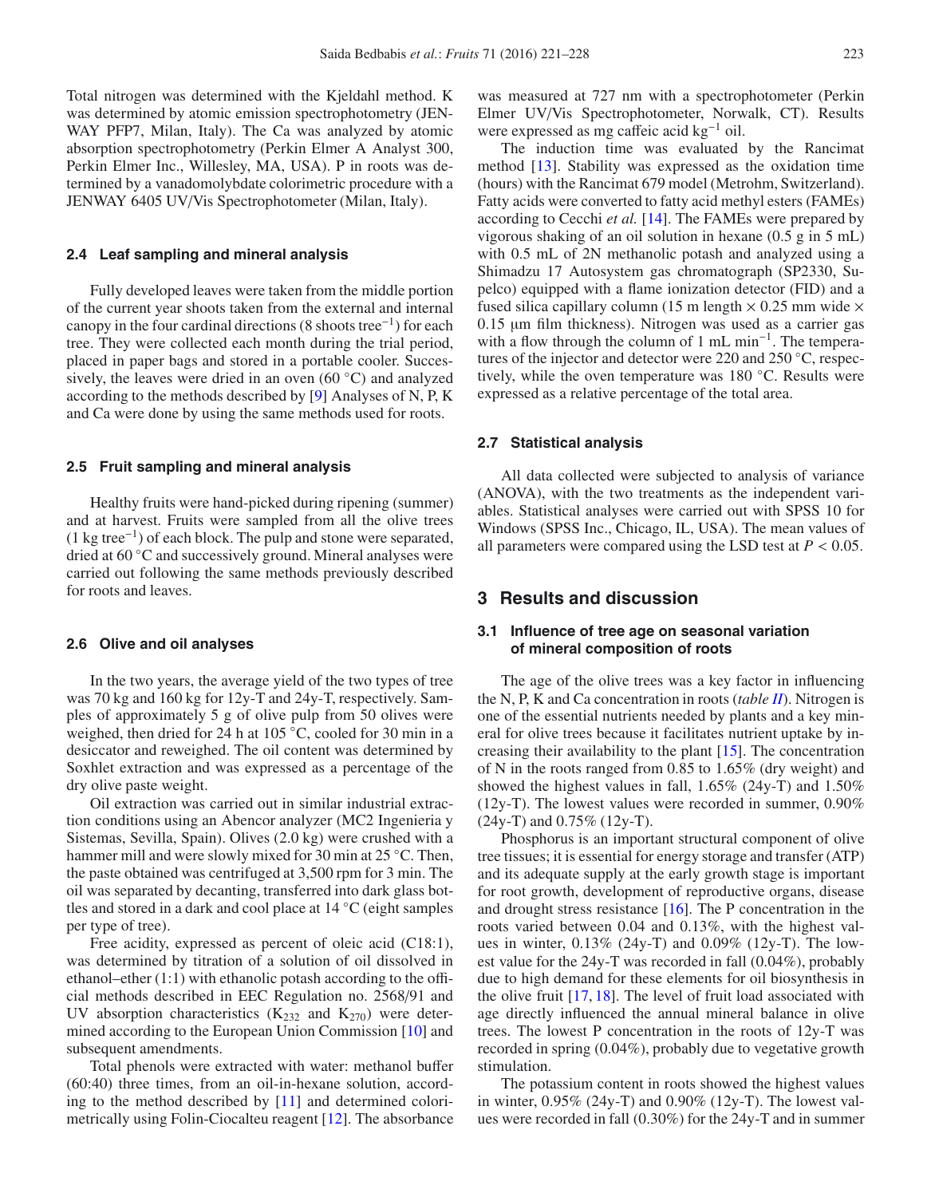Total nitrogen was determined with the Kjeldahl method. K was determined by atomic emission spectrophotometry (JENWAY PFP7, Milan, Italy). The Ca was analyzed by atomic absorption spectrophotometry (Perkin Elmer A Analyst 300, Perkin Elmer Inc., Willesley, MA, USA). P in roots was determined by a vanadomolybdate colorimetric procedure with a JENWAY 6405 UV/Vis Spectrophotometer (Milan, Italy).

### 2.4 Leaf sampling and mineral analysis

Fully developed leaves were taken from the middle portion of the current year shoots taken from the external and internal canopy in the four cardinal directions (8 shoots tree$^{-1}$) for each tree. They were collected each month during the trial period, placed in paper bags and stored in a portable cooler. Successively, the leaves were dried in an oven (60 °C) and analyzed according to the methods described by [9] Analyses of N, P, K and Ca were done by using the same methods used for roots.

### 2.5 Fruit sampling and mineral analysis

Healthy fruits were hand-picked during ripening (summer) and at harvest. Fruits were sampled from all the olive trees (1 kg tree$^{-1}$) of each block. The pulp and stone were separated, dried at 60 °C and successively ground. Mineral analyses were carried out following the same methods previously described for roots and leaves.

### 2.6 Olive and oil analyses

In the two years, the average yield of the two types of tree was 70 kg and 160 kg for 12y-T and 24y-T, respectively. Samples of approximately 5 g of olive pulp from 50 olives were weighed, then dried for 24 h at 105 °C, cooled for 30 min in a desiccator and reweighed. The oil content was determined by Soxhlet extraction and was expressed as a percentage of the dry olive paste weight.

Oil extraction was carried out in similar industrial extraction conditions using an Abencor analyzer (MC2 Ingenieria y Sistemas, Sevilla, Spain). Olives (2.0 kg) were crushed with a hammer mill and were slowly mixed for 30 min at 25 °C. Then, the paste obtained was centrifuged at 3,500 rpm for 3 min. The oil was separated by decanting, transferred into dark glass bottles and stored in a dark and cool place at 14 °C (eight samples per type of tree).

Free acidity, expressed as percent of oleic acid (C18:1), was determined by titration of a solution of oil dissolved in ethanol–ether (1:1) with ethanolic potash according to the official methods described in EEC Regulation no. 2568/91 and UV absorption characteristics ($K_{232}$ and $K_{270}$) were determined according to the European Union Commission [10] and subsequent amendments.

Total phenols were extracted with water: methanol buffer (60:40) three times, from an oil-in-hexane solution, according to the method described by [11] and determined colorimetrically using Folin-Ciocalteu reagent [12]. The absorbance was measured at 727 nm with a spectrophotometer (Perkin Elmer UV/Vis Spectrophotometer, Norwalk, CT). Results were expressed as mg caffeic acid kg$^{-1}$ oil.

The induction time was evaluated by the Rancimat method [13]. Stability was expressed as the oxidation time (hours) with the Rancimat 679 model (Metrohm, Switzerland). Fatty acids were converted to fatty acid methyl esters (FAMEs) according to Cecchi *et al.* [14]. The FAMEs were prepared by vigorous shaking of an oil solution in hexane (0.5 g in 5 mL) with 0.5 mL of 2N methanolic potash and analyzed using a Shimadzu 17 Autosystem gas chromatograph (SP2330, Supelco) equipped with a flame ionization detector (FID) and a fused silica capillary column (15 m length × 0.25 mm wide × 0.15 µm film thickness). Nitrogen was used as a carrier gas with a flow through the column of 1 mL min$^{-1}$. The temperatures of the injector and detector were 220 and 250 °C, respectively, while the oven temperature was 180 °C. Results were expressed as a relative percentage of the total area.

### 2.7 Statistical analysis

All data collected were subjected to analysis of variance (ANOVA), with the two treatments as the independent variables. Statistical analyses were carried out with SPSS 10 for Windows (SPSS Inc., Chicago, IL, USA). The mean values of all parameters were compared using the LSD test at $P < 0.05$.

## 3 Results and discussion

### 3.1 Influence of tree age on seasonal variation of mineral composition of roots

The age of the olive trees was a key factor in influencing the N, P, K and Ca concentration in roots (*table II*). Nitrogen is one of the essential nutrients needed by plants and a key mineral for olive trees because it facilitates nutrient uptake by increasing their availability to the plant [15]. The concentration of N in the roots ranged from 0.85 to 1.65% (dry weight) and showed the highest values in fall, 1.65% (24y-T) and 1.50% (12y-T). The lowest values were recorded in summer, 0.90% (24y-T) and 0.75% (12y-T).

Phosphorus is an important structural component of olive tree tissues; it is essential for energy storage and transfer (ATP) and its adequate supply at the early growth stage is important for root growth, development of reproductive organs, disease and drought stress resistance [16]. The P concentration in the roots varied between 0.04 and 0.13%, with the highest values in winter, 0.13% (24y-T) and 0.09% (12y-T). The lowest value for the 24y-T was recorded in fall (0.04%), probably due to high demand for these elements for oil biosynthesis in the olive fruit [17, 18]. The level of fruit load associated with age directly influenced the annual mineral balance in olive trees. The lowest P concentration in the roots of 12y-T was recorded in spring (0.04%), probably due to vegetative growth stimulation.

The potassium content in roots showed the highest values in winter, 0.95% (24y-T) and 0.90% (12y-T). The lowest values were recorded in fall (0.30%) for the 24y-T and in summer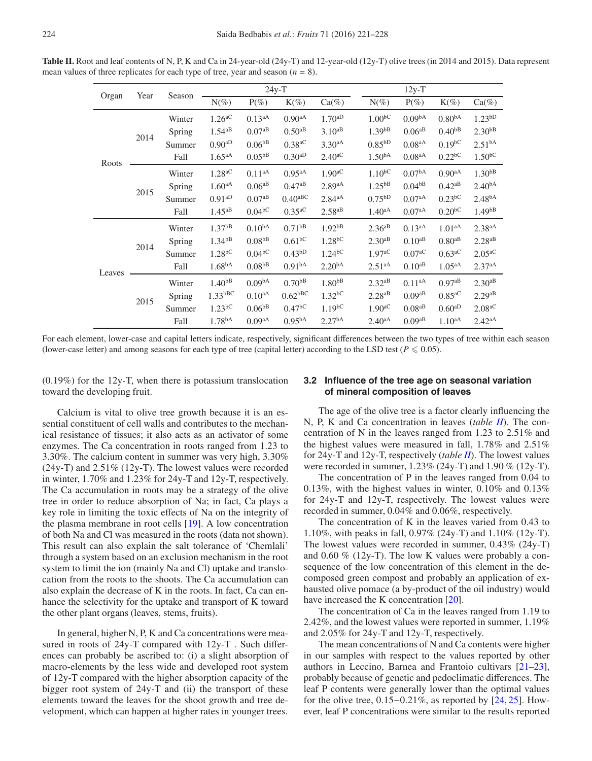**Table II.** Root and leaf contents of N, P, K and Ca in 24-year-old (24y-T) and 12-year-old (12y-T) olive trees (in 2014 and 2015). Data represent mean values of three replicates for each type of tree, year and season ($n = 8$).

| Organ | Year | Season | 24y-T | | | | 12y-T | | | |
|---|---|---|---|---|---|---|---|---|---|---|
| | | | N(%) | P(%) | K(%) | Ca(%) | N(%) | P(%) | K(%) | Ca(%) |
| Roots | 2014 | Winter | $1.26^{aC}$ | $0.13^{aA}$ | $0.90^{aA}$ | $1.70^{aD}$ | $1.00^{bC}$ | $0.09^{bA}$ | $0.80^{bA}$ | $1.23^{bD}$ |
| | | Spring | $1.54^{aB}$ | $0.07^{aB}$ | $0.50^{aB}$ | $3.10^{aB}$ | $1.39^{bB}$ | $0.06^{aB}$ | $0.40^{bB}$ | $2.30^{bB}$ |
| | | Summer | $0.90^{aD}$ | $0.06^{bB}$ | $0.38^{aC}$ | $3.30^{aA}$ | $0.85^{bD}$ | $0.08^{aA}$ | $0.19^{bC}$ | $2.51^{bA}$ |
| | | Fall | $1.65^{aA}$ | $0.05^{bB}$ | $0.30^{aD}$ | $2.40^{aC}$ | $1.50^{bA}$ | $0.08^{aA}$ | $0.22^{bC}$ | $1.50^{bC}$ |
| | 2015 | Winter | $1.28^{aC}$ | $0.11^{aA}$ | $0.95^{aA}$ | $1.90^{aC}$ | $1.10^{bC}$ | $0.07^{bA}$ | $0.90^{aA}$ | $1.30^{bB}$ |
| | | Spring | $1.60^{aA}$ | $0.06^{aB}$ | $0.47^{aB}$ | $2.89^{aA}$ | $1.25^{bB}$ | $0.04^{bB}$ | $0.42^{aB}$ | $2.40^{bA}$ |
| | | Summer | $0.91^{aD}$ | $0.07^{aB}$ | $0.40^{aBC}$ | $2.84^{aA}$ | $0.75^{bD}$ | $0.07^{aA}$ | $0.23^{bC}$ | $2.48^{bA}$ |
| | | Fall | $1.45^{aB}$ | $0.04^{bC}$ | $0.35^{aC}$ | $2.58^{aB}$ | $1.40^{aA}$ | $0.07^{aA}$ | $0.20^{bC}$ | $1.49^{bB}$ |
| Leaves | 2014 | Winter | $1.37^{bB}$ | $0.10^{bA}$ | $0.71^{bB}$ | $1.92^{bB}$ | $2.36^{aB}$ | $0.13^{aA}$ | $1.01^{aA}$ | $2.38^{aA}$ |
| | | Spring | $1.34^{bB}$ | $0.08^{bB}$ | $0.61^{bC}$ | $1.28^{bC}$ | $2.30^{aB}$ | $0.10^{aB}$ | $0.80^{aB}$ | $2.28^{aB}$ |
| | | Summer | $1.28^{bC}$ | $0.04^{bC}$ | $0.43^{bD}$ | $1.24^{bC}$ | $1.97^{aC}$ | $0.07^{aC}$ | $0.63^{aC}$ | $2.05^{aC}$ |
| | | Fall | $1.68^{bA}$ | $0.08^{bB}$ | $0.91^{bA}$ | $2.20^{bA}$ | $2.51^{aA}$ | $0.10^{aB}$ | $1.05^{aA}$ | $2.37^{aA}$ |
| | 2015 | Winter | $1.40^{bB}$ | $0.09^{bA}$ | $0.70^{bB}$ | $1.80^{bB}$ | $2.32^{aB}$ | $0.11^{aA}$ | $0.97^{aB}$ | $2.30^{aB}$ |
| | | Spring | $1.33^{bBC}$ | $0.10^{aA}$ | $0.62^{bBC}$ | $1.32^{bC}$ | $2.28^{aB}$ | $0.09^{aB}$ | $0.85^{aC}$ | $2.29^{aB}$ |
| | | Summer | $1.23^{bC}$ | $0.06^{bB}$ | $0.47^{bC}$ | $1.19^{bC}$ | $1.90^{aC}$ | $0.08^{aB}$ | $0.60^{aD}$ | $2.08^{aC}$ |
| | | Fall | $1.78^{bA}$ | $0.09^{aA}$ | $0.95^{bA}$ | $2.27^{bA}$ | $2.40^{aA}$ | $0.09^{aB}$ | $1.10^{aA}$ | $2.42^{aA}$ |

For each element, lower-case and capital letters indicate, respectively, significant differences between the two types of tree within each season (lower-case letter) and among seasons for each type of tree (capital letter) according to the LSD test ($P \leqslant 0.05$).

(0.19%) for the 12y-T, when there is potassium translocation toward the developing fruit.

Calcium is vital to olive tree growth because it is an essential constituent of cell walls and contributes to the mechanical resistance of tissues; it also acts as an activator of some enzymes. The Ca concentration in roots ranged from 1.23 to 3.30%. The calcium content in summer was very high, 3.30% (24y-T) and 2.51% (12y-T). The lowest values were recorded in winter, 1.70% and 1.23% for 24y-T and 12y-T, respectively. The Ca accumulation in roots may be a strategy of the olive tree in order to reduce absorption of Na; in fact, Ca plays a key role in limiting the toxic effects of Na on the integrity of the plasma membrane in root cells [19]. A low concentration of both Na and Cl was measured in the roots (data not shown). This result can also explain the salt tolerance of 'Chemlali' through a system based on an exclusion mechanism in the root system to limit the ion (mainly Na and Cl) uptake and translocation from the roots to the shoots. The Ca accumulation can also explain the decrease of K in the roots. In fact, Ca can enhance the selectivity for the uptake and transport of K toward the other plant organs (leaves, stems, fruits).

In general, higher N, P, K and Ca concentrations were measured in roots of 24y-T compared with 12y-T . Such differences can probably be ascribed to: (i) a slight absorption of macro-elements by the less wide and developed root system of 12y-T compared with the higher absorption capacity of the bigger root system of 24y-T and (ii) the transport of these elements toward the leaves for the shoot growth and tree development, which can happen at higher rates in younger trees.

### 3.2 Influence of the tree age on seasonal variation of mineral composition of leaves

The age of the olive tree is a factor clearly influencing the N, P, K and Ca concentration in leaves (*table II*). The concentration of N in the leaves ranged from 1.23 to 2.51% and the highest values were measured in fall, 1.78% and 2.51% for 24y-T and 12y-T, respectively (*table II*). The lowest values were recorded in summer, 1.23% (24y-T) and 1.90 % (12y-T).

The concentration of P in the leaves ranged from 0.04 to 0.13%, with the highest values in winter, 0.10% and 0.13% for 24y-T and 12y-T, respectively. The lowest values were recorded in summer, 0.04% and 0.06%, respectively.

The concentration of K in the leaves varied from 0.43 to 1.10%, with peaks in fall, 0.97% (24y-T) and 1.10% (12y-T). The lowest values were recorded in summer, 0.43% (24y-T) and 0.60 % (12y-T). The low K values were probably a consequence of the low concentration of this element in the decomposed green compost and probably an application of exhausted olive pomace (a by-product of the oil industry) would have increased the K concentration [20].

The concentration of Ca in the leaves ranged from 1.19 to 2.42%, and the lowest values were reported in summer, 1.19% and 2.05% for 24y-T and 12y-T, respectively.

The mean concentrations of N and Ca contents were higher in our samples with respect to the values reported by other authors in Leccino, Barnea and Frantoio cultivars [21–23], probably because of genetic and pedoclimatic differences. The leaf P contents were generally lower than the optimal values for the olive tree, 0.15−0.21%, as reported by [24, 25]. However, leaf P concentrations were similar to the results reported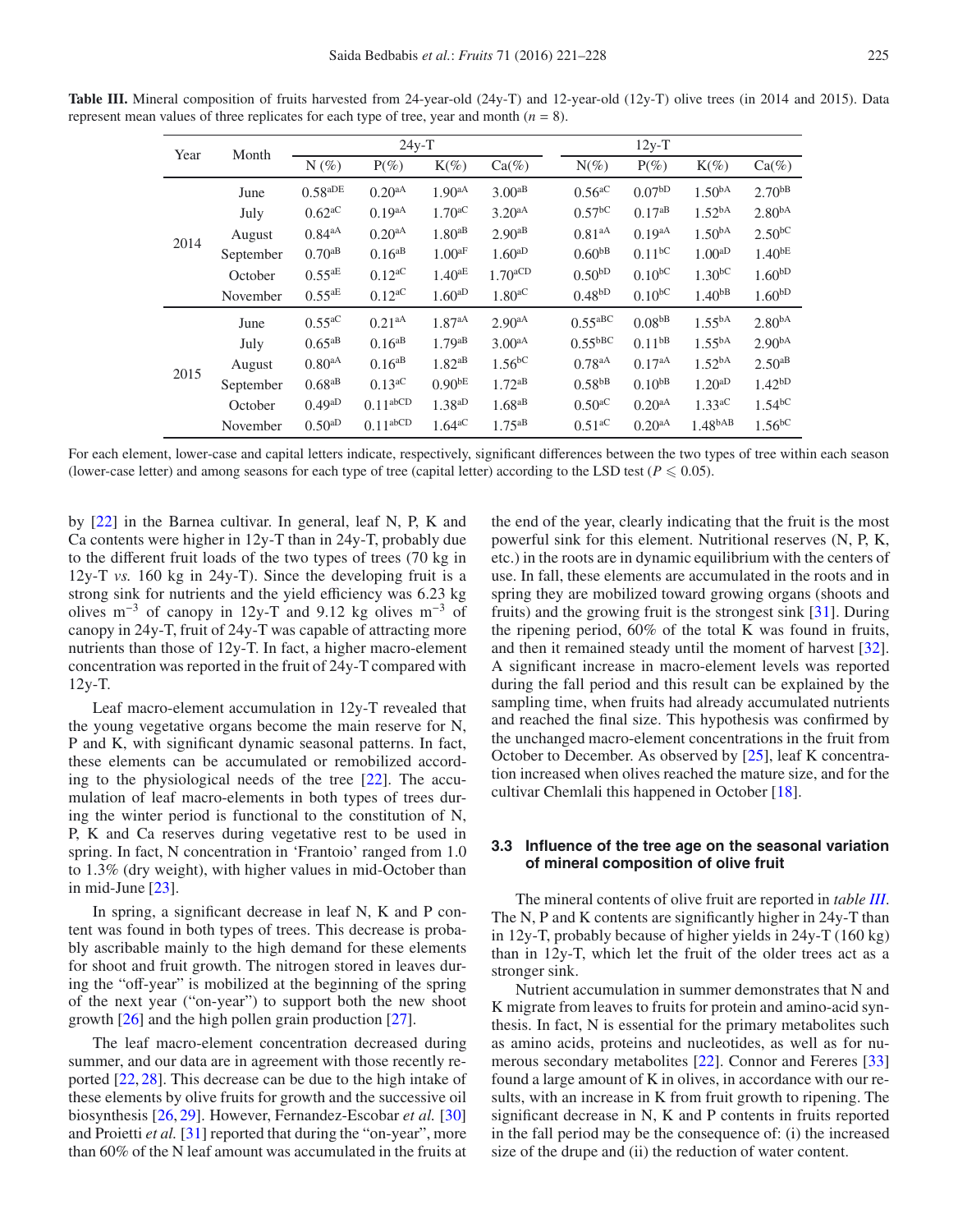**Table III.** Mineral composition of fruits harvested from 24-year-old (24y-T) and 12-year-old (12y-T) olive trees (in 2014 and 2015). Data represent mean values of three replicates for each type of tree, year and month ($n = 8$).

| Year | Month | 24y-T | | | | 12y-T | | | |
|---|---|---|---|---|---|---|---|---|---|
| | | N (%) | P(%) | K(%) | Ca(%) | N(%) | P(%) | K(%) | Ca(%) |
| 2014 | June | 0.58$^{aDE}$ | 0.20$^{aA}$ | 1.90$^{aA}$ | 3.00$^{aB}$ | 0.56$^{aC}$ | 0.07$^{bD}$ | 1.50$^{bA}$ | 2.70$^{bB}$ |
| | July | 0.62$^{aC}$ | 0.19$^{aA}$ | 1.70$^{aC}$ | 3.20$^{aA}$ | 0.57$^{bC}$ | 0.17$^{aB}$ | 1.52$^{bA}$ | 2.80$^{bA}$ |
| | August | 0.84$^{aA}$ | 0.20$^{aA}$ | 1.80$^{aB}$ | 2.90$^{aB}$ | 0.81$^{aA}$ | 0.19$^{aA}$ | 1.50$^{bA}$ | 2.50$^{bC}$ |
| | September | 0.70$^{aB}$ | 0.16$^{aB}$ | 1.00$^{aF}$ | 1.60$^{aD}$ | 0.60$^{bB}$ | 0.11$^{bC}$ | 1.00$^{aD}$ | 1.40$^{bE}$ |
| | October | 0.55$^{aE}$ | 0.12$^{aC}$ | 1.40$^{aE}$ | 1.70$^{aCD}$ | 0.50$^{bD}$ | 0.10$^{bC}$ | 1.30$^{bC}$ | 1.60$^{bD}$ |
| | November | 0.55$^{aE}$ | 0.12$^{aC}$ | 1.60$^{aD}$ | 1.80$^{aC}$ | 0.48$^{bD}$ | 0.10$^{bC}$ | 1.40$^{bB}$ | 1.60$^{bD}$ |
| 2015 | June | 0.55$^{aC}$ | 0.21$^{aA}$ | 1.87$^{aA}$ | 2.90$^{aA}$ | 0.55$^{aBC}$ | 0.08$^{bB}$ | 1.55$^{bA}$ | 2.80$^{bA}$ |
| | July | 0.65$^{aB}$ | 0.16$^{aB}$ | 1.79$^{aB}$ | 3.00$^{aA}$ | 0.55$^{bBC}$ | 0.11$^{bB}$ | 1.55$^{bA}$ | 2.90$^{bA}$ |
| | August | 0.80$^{aA}$ | 0.16$^{aB}$ | 1.82$^{aB}$ | 1.56$^{bC}$ | 0.78$^{aA}$ | 0.17$^{aA}$ | 1.52$^{bA}$ | 2.50$^{aB}$ |
| | September | 0.68$^{aB}$ | 0.13$^{aC}$ | 0.90$^{bE}$ | 1.72$^{aB}$ | 0.58$^{bB}$ | 0.10$^{bB}$ | 1.20$^{aD}$ | 1.42$^{bD}$ |
| | October | 0.49$^{aD}$ | 0.11$^{abCD}$ | 1.38$^{aD}$ | 1.68$^{aB}$ | 0.50$^{aC}$ | 0.20$^{aA}$ | 1.33$^{aC}$ | 1.54$^{bC}$ |
| | November | 0.50$^{aD}$ | 0.11$^{abCD}$ | 1.64$^{aC}$ | 1.75$^{aB}$ | 0.51$^{aC}$ | 0.20$^{aA}$ | 1.48$^{bAB}$ | 1.56$^{bC}$ |

For each element, lower-case and capital letters indicate, respectively, significant differences between the two types of tree within each season (lower-case letter) and among seasons for each type of tree (capital letter) according to the LSD test ($P \leqslant 0.05$).

by [22] in the Barnea cultivar. In general, leaf N, P, K and Ca contents were higher in 12y-T than in 24y-T, probably due to the different fruit loads of the two types of trees (70 kg in 12y-T *vs.* 160 kg in 24y-T). Since the developing fruit is a strong sink for nutrients and the yield efficiency was 6.23 kg olives $m^{-3}$ of canopy in 12y-T and 9.12 kg olives $m^{-3}$ of canopy in 24y-T, fruit of 24y-T was capable of attracting more nutrients than those of 12y-T. In fact, a higher macro-element concentration was reported in the fruit of 24y-T compared with 12y-T.

Leaf macro-element accumulation in 12y-T revealed that the young vegetative organs become the main reserve for N, P and K, with significant dynamic seasonal patterns. In fact, these elements can be accumulated or remobilized according to the physiological needs of the tree [22]. The accumulation of leaf macro-elements in both types of trees during the winter period is functional to the constitution of N, P, K and Ca reserves during vegetative rest to be used in spring. In fact, N concentration in 'Frantoio' ranged from 1.0 to 1.3% (dry weight), with higher values in mid-October than in mid-June [23].

In spring, a significant decrease in leaf N, K and P content was found in both types of trees. This decrease is probably ascribable mainly to the high demand for these elements for shoot and fruit growth. The nitrogen stored in leaves during the "off-year" is mobilized at the beginning of the spring of the next year ("on-year") to support both the new shoot growth [26] and the high pollen grain production [27].

The leaf macro-element concentration decreased during summer, and our data are in agreement with those recently reported [22, 28]. This decrease can be due to the high intake of these elements by olive fruits for growth and the successive oil biosynthesis [26, 29]. However, Fernandez-Escobar *et al.* [30] and Proietti *et al.* [31] reported that during the "on-year", more than 60% of the N leaf amount was accumulated in the fruits at the end of the year, clearly indicating that the fruit is the most powerful sink for this element. Nutritional reserves (N, P, K, etc.) in the roots are in dynamic equilibrium with the centers of use. In fall, these elements are accumulated in the roots and in spring they are mobilized toward growing organs (shoots and fruits) and the growing fruit is the strongest sink [31]. During the ripening period, 60% of the total K was found in fruits, and then it remained steady until the moment of harvest [32]. A significant increase in macro-element levels was reported during the fall period and this result can be explained by the sampling time, when fruits had already accumulated nutrients and reached the final size. This hypothesis was confirmed by the unchanged macro-element concentrations in the fruit from October to December. As observed by [25], leaf K concentration increased when olives reached the mature size, and for the cultivar Chemlali this happened in October [18].

### 3.3 Influence of the tree age on the seasonal variation of mineral composition of olive fruit

The mineral contents of olive fruit are reported in *table III*. The N, P and K contents are significantly higher in 24y-T than in 12y-T, probably because of higher yields in 24y-T (160 kg) than in 12y-T, which let the fruit of the older trees act as a stronger sink.

Nutrient accumulation in summer demonstrates that N and K migrate from leaves to fruits for protein and amino-acid synthesis. In fact, N is essential for the primary metabolites such as amino acids, proteins and nucleotides, as well as for numerous secondary metabolites [22]. Connor and Fereres [33] found a large amount of K in olives, in accordance with our results, with an increase in K from fruit growth to ripening. The significant decrease in N, K and P contents in fruits reported in the fall period may be the consequence of: (i) the increased size of the drupe and (ii) the reduction of water content.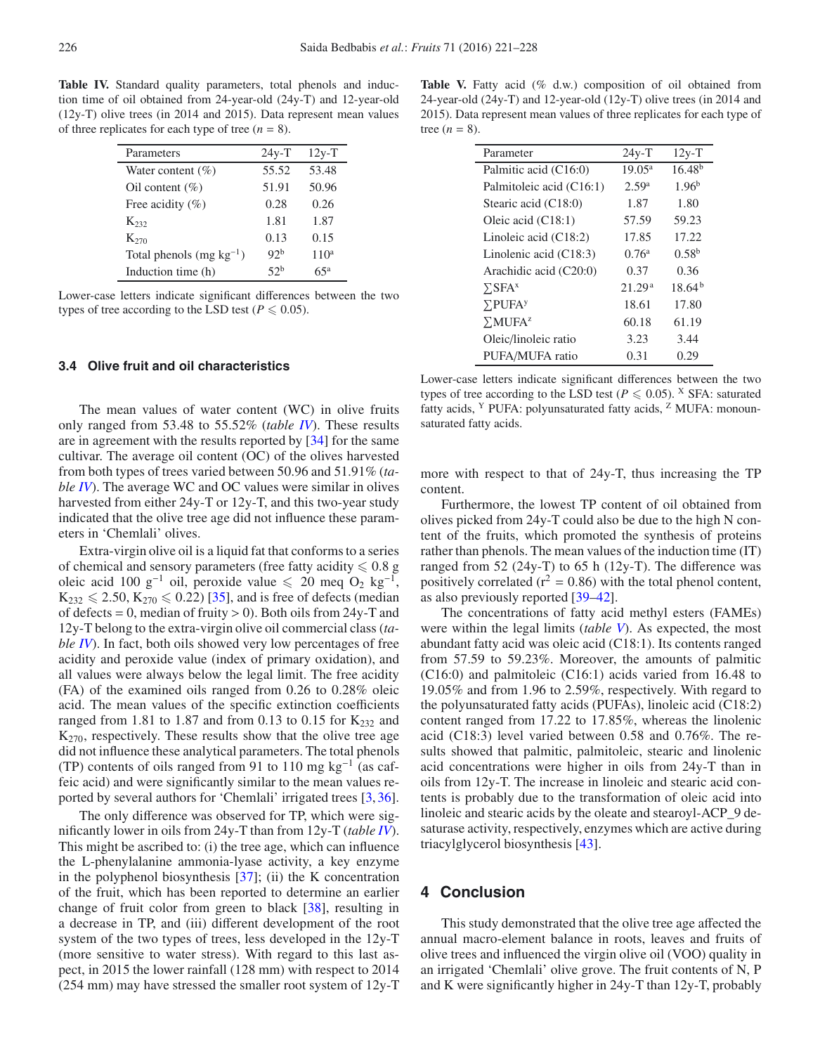**Table IV.** Standard quality parameters, total phenols and induction time of oil obtained from 24-year-old (24y-T) and 12-year-old (12y-T) olive trees (in 2014 and 2015). Data represent mean values of three replicates for each type of tree ($n = 8$).

| Parameters | 24y-T | 12y-T |
|---|---|---|
| Water content (%) | 55.52 | 53.48 |
| Oil content (%) | 51.91 | 50.96 |
| Free acidity (%) | 0.28 | 0.26 |
| $K_{232}$ | 1.81 | 1.87 |
| $K_{270}$ | 0.13 | 0.15 |
| Total phenols (mg $kg^{-1}$) | $92^b$ | $110^a$ |
| Induction time (h) | $52^b$ | $65^a$ |

Lower-case letters indicate significant differences between the two types of tree according to the LSD test ($P \leqslant 0.05$).

### 3.4 Olive fruit and oil characteristics

The mean values of water content (WC) in olive fruits only ranged from 53.48 to 55.52% (*table IV*). These results are in agreement with the results reported by [34] for the same cultivar. The average oil content (OC) of the olives harvested from both types of trees varied between 50.96 and 51.91% (*table IV*). The average WC and OC values were similar in olives harvested from either 24y-T or 12y-T, and this two-year study indicated that the olive tree age did not influence these parameters in 'Chemlali' olives.

Extra-virgin olive oil is a liquid fat that conforms to a series of chemical and sensory parameters (free fatty acidity $\leqslant$ 0.8 g oleic acid 100 $g^{-1}$ oil, peroxide value $\leqslant$ 20 meq $O_2$ $kg^{-1}$, $K_{232} \leqslant 2.50$, $K_{270} \leqslant 0.22$) [35], and is free of defects (median of defects = 0, median of fruity > 0). Both oils from 24y-T and 12y-T belong to the extra-virgin olive oil commercial class (*table IV*). In fact, both oils showed very low percentages of free acidity and peroxide value (index of primary oxidation), and all values were always below the legal limit. The free acidity (FA) of the examined oils ranged from 0.26 to 0.28% oleic acid. The mean values of the specific extinction coefficients ranged from 1.81 to 1.87 and from 0.13 to 0.15 for $K_{232}$ and $K_{270}$, respectively. These results show that the olive tree age did not influence these analytical parameters. The total phenols (TP) contents of oils ranged from 91 to 110 mg $kg^{-1}$ (as caffeic acid) and were significantly similar to the mean values reported by several authors for 'Chemlali' irrigated trees [3, 36].

The only difference was observed for TP, which were significantly lower in oils from 24y-T than from 12y-T (*table IV*). This might be ascribed to: (i) the tree age, which can influence the L-phenylalanine ammonia-lyase activity, a key enzyme in the polyphenol biosynthesis [37]; (ii) the K concentration of the fruit, which has been reported to determine an earlier change of fruit color from green to black [38], resulting in a decrease in TP, and (iii) different development of the root system of the two types of trees, less developed in the 12y-T (more sensitive to water stress). With regard to this last aspect, in 2015 the lower rainfall (128 mm) with respect to 2014 (254 mm) may have stressed the smaller root system of 12y-T more with respect to that of 24y-T, thus increasing the TP content.

Furthermore, the lowest TP content of oil obtained from olives picked from 24y-T could also be due to the high N content of the fruits, which promoted the synthesis of proteins rather than phenols. The mean values of the induction time (IT) ranged from 52 (24y-T) to 65 h (12y-T). The difference was positively correlated ($r^2 = 0.86$) with the total phenol content, as also previously reported [39–42].

**Table V.** Fatty acid (% d.w.) composition of oil obtained from 24-year-old (24y-T) and 12-year-old (12y-T) olive trees (in 2014 and 2015). Data represent mean values of three replicates for each type of tree ($n = 8$).

| Parameter | 24y-T | 12y-T |
|---|---|---|
| Palmitic acid (C16:0) | $19.05^a$ | $16.48^b$ |
| Palmitoleic acid (C16:1) | $2.59^a$ | $1.96^b$ |
| Stearic acid (C18:0) | 1.87 | 1.80 |
| Oleic acid (C18:1) | 57.59 | 59.23 |
| Linoleic acid (C18:2) | 17.85 | 17.22 |
| Linolenic acid (C18:3) | $0.76^a$ | $0.58^b$ |
| Arachidic acid (C20:0) | 0.37 | 0.36 |
| $\sum SFA^x$ | $21.29^a$ | $18.64^b$ |
| $\sum PUFA^y$ | 18.61 | 17.80 |
| $\sum MUFA^z$ | 60.18 | 61.19 |
| Oleic/linoleic ratio | 3.23 | 3.44 |
| PUFA/MUFA ratio | 0.31 | 0.29 |

Lower-case letters indicate significant differences between the two types of tree according to the LSD test ($P \leqslant 0.05$). [X] SFA: saturated fatty acids, [Y] PUFA: polyunsaturated fatty acids, [Z] MUFA: monounsaturated fatty acids.

The concentrations of fatty acid methyl esters (FAMEs) were within the legal limits (*table V*). As expected, the most abundant fatty acid was oleic acid (C18:1). Its contents ranged from 57.59 to 59.23%. Moreover, the amounts of palmitic (C16:0) and palmitoleic (C16:1) acids varied from 16.48 to 19.05% and from 1.96 to 2.59%, respectively. With regard to the polyunsaturated fatty acids (PUFAs), linoleic acid (C18:2) content ranged from 17.22 to 17.85%, whereas the linolenic acid (C18:3) level varied between 0.58 and 0.76%. The results showed that palmitic, palmitoleic, stearic and linolenic acid concentrations were higher in oils from 24y-T than in oils from 12y-T. The increase in linoleic and stearic acid contents is probably due to the transformation of oleic acid into linoleic and stearic acids by the oleate and stearoyl-ACP_9 desaturase activity, respectively, enzymes which are active during triacylglycerol biosynthesis [43].

## 4 Conclusion

This study demonstrated that the olive tree age affected the annual macro-element balance in roots, leaves and fruits of olive trees and influenced the virgin olive oil (VOO) quality in an irrigated 'Chemlali' olive grove. The fruit contents of N, P and K were significantly higher in 24y-T than 12y-T, probably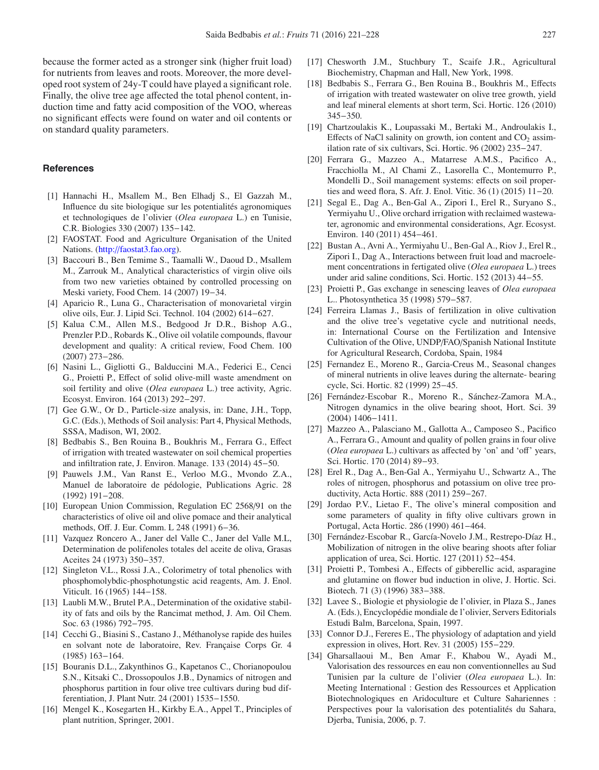because the former acted as a stronger sink (higher fruit load) for nutrients from leaves and roots. Moreover, the more developed root system of 24y-T could have played a significant role. Finally, the olive tree age affected the total phenol content, induction time and fatty acid composition of the VOO, whereas no significant effects were found on water and oil contents or on standard quality parameters.

## References

[1] Hannachi H., Msallem M., Ben Elhadj S., El Gazzah M., Influence du site biologique sur les potentialités agronomiques et technologiques de l'olivier (*Olea europaea* L.) en Tunisie, C.R. Biologies 330 (2007) 135–142.

[2] FAOSTAT. Food and Agriculture Organisation of the United Nations. (http://faostat3.fao.org).

[3] Baccouri B., Ben Temime S., Taamalli W., Daoud D., Msallem M., Zarrouk M., Analytical characteristics of virgin olive oils from two new varieties obtained by controlled processing on Meski variety, Food Chem. 14 (2007) 19–34.

[4] Aparicio R., Luna G., Characterisation of monovarietal virgin olive oils, Eur. J. Lipid Sci. Technol. 104 (2002) 614–627.

[5] Kalua C.M., Allen M.S., Bedgood Jr D.R., Bishop A.G., Prenzler P.D., Robards K., Olive oil volatile compounds, flavour development and quality: A critical review, Food Chem. 100 (2007) 273–286.

[6] Nasini L., Gigliotti G., Balduccini M.A., Federici E., Cenci G., Proietti P., Effect of solid olive-mill waste amendment on soil fertility and olive (*Olea europaea* L.) tree activity, Agric. Ecosyst. Environ. 164 (2013) 292–297.

[7] Gee G.W., Or D., Particle-size analysis, in: Dane, J.H., Topp, G.C. (Eds.), Methods of Soil analysis: Part 4, Physical Methods, SSSA, Madison, WI, 2002.

[8] Bedbabis S., Ben Rouina B., Boukhris M., Ferrara G., Effect of irrigation with treated wastewater on soil chemical properties and infiltration rate, J. Environ. Manage. 133 (2014) 45–50.

[9] Pauwels J.M., Van Ranst E., Verloo M.G., Mvondo Z.A., Manuel de laboratoire de pédologie, Publications Agric. 28 (1992) 191–208.

[10] European Union Commission, Regulation EC 2568/91 on the characteristics of olive oil and olive pomace and their analytical methods, Off. J. Eur. Comm. L 248 (1991) 6–36.

[11] Vazquez Roncero A., Janer del Valle C., Janer del Valle M.L, Determination de polifenoles totales del aceite de oliva, Grasas Aceites 24 (1973) 350–357.

[12] Singleton V.L., Rossi J.A., Colorimetry of total phenolics with phosphomolybdic-phosphotungstic acid reagents, Am. J. Enol. Viticult. 16 (1965) 144–158.

[13] Laubli M.W., Brutel P.A., Determination of the oxidative stability of fats and oils by the Rancimat method, J. Am. Oil Chem. Soc. 63 (1986) 792–795.

[14] Cecchi G., Biasini S., Castano J., Méthanolyse rapide des huiles en solvant note de laboratoire, Rev. Française Corps Gr. 4 (1985) 163–164.

[15] Bouranis D.L., Zakynthinos G., Kapetanos C., Chorianopoulou S.N., Kitsaki C., Drossopoulos J.B., Dynamics of nitrogen and phosphorus partition in four olive tree cultivars during bud differentiation, J. Plant Nutr. 24 (2001) 1535–1550.

[16] Mengel K., Kosegarten H., Kirkby E.A., Appel T., Principles of plant nutrition, Springer, 2001.

[17] Chesworth J.M., Stuchbury T., Scaife J.R., Agricultural Biochemistry, Chapman and Hall, New York, 1998.

[18] Bedbabis S., Ferrara G., Ben Rouina B., Boukhris M., Effects of irrigation with treated wastewater on olive tree growth, yield and leaf mineral elements at short term, Sci. Hortic. 126 (2010) 345–350.

[19] Chartzoulakis K., Loupassaki M., Bertaki M., Androulakis I., Effects of NaCl salinity on growth, ion content and $CO_2$ assimilation rate of six cultivars, Sci. Hortic. 96 (2002) 235–247.

[20] Ferrara G., Mazzeo A., Matarrese A.M.S., Pacifico A., Fracchiolla M., Al Chami Z., Lasorella C., Montemurro P., Mondelli D., Soil management systems: effects on soil properties and weed flora, S. Afr. J. Enol. Vitic. 36 (1) (2015) 11–20.

[21] Segal E., Dag A., Ben-Gal A., Zipori I., Erel R., Suryano S., Yermiyahu U., Olive orchard irrigation with reclaimed wastewater, agronomic and environmental considerations, Agr. Ecosyst. Environ. 140 (2011) 454–461.

[22] Bustan A., Avni A., Yermiyahu U., Ben-Gal A., Riov J., Erel R., Zipori I., Dag A., Interactions between fruit load and macroelement concentrations in fertigated olive (*Olea europaea* L.) trees under arid saline conditions, Sci. Hortic. 152 (2013) 44–55.

[23] Proietti P., Gas exchange in senescing leaves of *Olea europaea* L.. Photosynthetica 35 (1998) 579–587.

[24] Ferreira Llamas J., Basis of fertilization in olive cultivation and the olive tree's vegetative cycle and nutritional needs, in: International Course on the Fertilization and Intensive Cultivation of the Olive, UNDP/FAO/Spanish National Institute for Agricultural Research, Cordoba, Spain, 1984

[25] Fernandez E., Moreno R., Garcia-Creus M., Seasonal changes of mineral nutrients in olive leaves during the alternate- bearing cycle, Sci. Hortic. 82 (1999) 25–45.

[26] Fernández-Escobar R., Moreno R., Sánchez-Zamora M.A., Nitrogen dynamics in the olive bearing shoot, Hort. Sci. 39 (2004) 1406–1411.

[27] Mazzeo A., Palasciano M., Gallotta A., Camposeo S., Pacifico A., Ferrara G., Amount and quality of pollen grains in four olive (*Olea europaea* L.) cultivars as affected by 'on' and 'off' years, Sci. Hortic. 170 (2014) 89–93.

[28] Erel R., Dag A., Ben-Gal A., Yermiyahu U., Schwartz A., The roles of nitrogen, phosphorus and potassium on olive tree productivity, Acta Hortic. 888 (2011) 259–267.

[29] Jordao P.V., Lietao F., The olive's mineral composition and some parameters of quality in fifty olive cultivars grown in Portugal, Acta Hortic. 286 (1990) 461–464.

[30] Fernández-Escobar R., García-Novelo J.M., Restrepo-Díaz H., Mobilization of nitrogen in the olive bearing shoots after foliar application of urea, Sci. Hortic. 127 (2011) 52–454.

[31] Proietti P., Tombesi A., Effects of gibberellic acid, asparagine and glutamine on flower bud induction in olive, J. Hortic. Sci. Biotech. 71 (3) (1996) 383–388.

[32] Lavee S., Biologie et physiologie de l'olivier, in Plaza S., Janes A. (Eds.), Encyclopédie mondiale de l'olivier, Servers Editorials Estudi Balm, Barcelona, Spain, 1997.

[33] Connor D.J., Fereres E., The physiology of adaptation and yield expression in olives, Hort. Rev. 31 (2005) 155–229.

[34] Gharsallaoui M., Ben Amar F., Khabou W., Ayadi M., Valorisation des ressources en eau non conventionnelles au Sud Tunisien par la culture de l'olivier (*Olea europaea* L.). In: Meeting International : Gestion des Ressources et Application Biotechnologiques en Aridoculture et Culture Sahariennes : Perspectives pour la valorisation des potentialités du Sahara, Djerba, Tunisia, 2006, p. 7.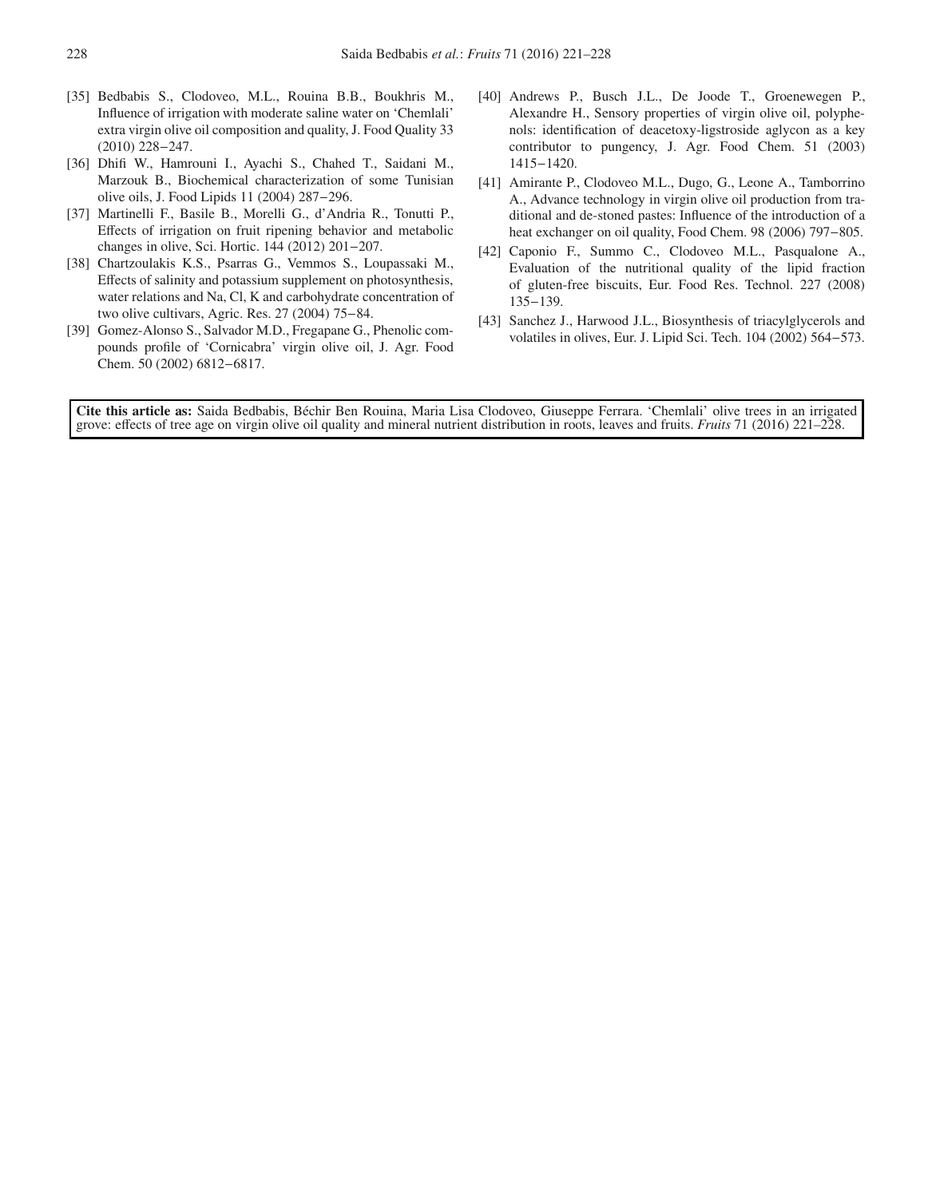[35] Bedbabis S., Clodoveo, M.L., Rouina B.B., Boukhris M., Influence of irrigation with moderate saline water on 'Chemlali' extra virgin olive oil composition and quality, J. Food Quality 33 (2010) 228–247.

[36] Dhifi W., Hamrouni I., Ayachi S., Chahed T., Saidani M., Marzouk B., Biochemical characterization of some Tunisian olive oils, J. Food Lipids 11 (2004) 287–296.

[37] Martinelli F., Basile B., Morelli G., d'Andria R., Tonutti P., Effects of irrigation on fruit ripening behavior and metabolic changes in olive, Sci. Hortic. 144 (2012) 201–207.

[38] Chartzoulakis K.S., Psarras G., Vemmos S., Loupassaki M., Effects of salinity and potassium supplement on photosynthesis, water relations and Na, Cl, K and carbohydrate concentration of two olive cultivars, Agric. Res. 27 (2004) 75–84.

[39] Gomez-Alonso S., Salvador M.D., Fregapane G., Phenolic compounds profile of 'Cornicabra' virgin olive oil, J. Agr. Food Chem. 50 (2002) 6812–6817.

[40] Andrews P., Busch J.L., De Joode T., Groenewegen P., Alexandre H., Sensory properties of virgin olive oil, polyphenols: identification of deacetoxy-ligstroside aglycon as a key contributor to pungency, J. Agr. Food Chem. 51 (2003) 1415–1420.

[41] Amirante P., Clodoveo M.L., Dugo, G., Leone A., Tamborrino A., Advance technology in virgin olive oil production from traditional and de-stoned pastes: Influence of the introduction of a heat exchanger on oil quality, Food Chem. 98 (2006) 797–805.

[42] Caponio F., Summo C., Clodoveo M.L., Pasqualone A., Evaluation of the nutritional quality of the lipid fraction of gluten-free biscuits, Eur. Food Res. Technol. 227 (2008) 135–139.

[43] Sanchez J., Harwood J.L., Biosynthesis of triacylglycerols and volatiles in olives, Eur. J. Lipid Sci. Tech. 104 (2002) 564–573.

**Cite this article as:** Saida Bedbabis, Béchir Ben Rouina, Maria Lisa Clodoveo, Giuseppe Ferrara. 'Chemlali' olive trees in an irrigated grove: effects of tree age on virgin olive oil quality and mineral nutrient distribution in roots, leaves and fruits. *Fruits* 71 (2016) 221–228.